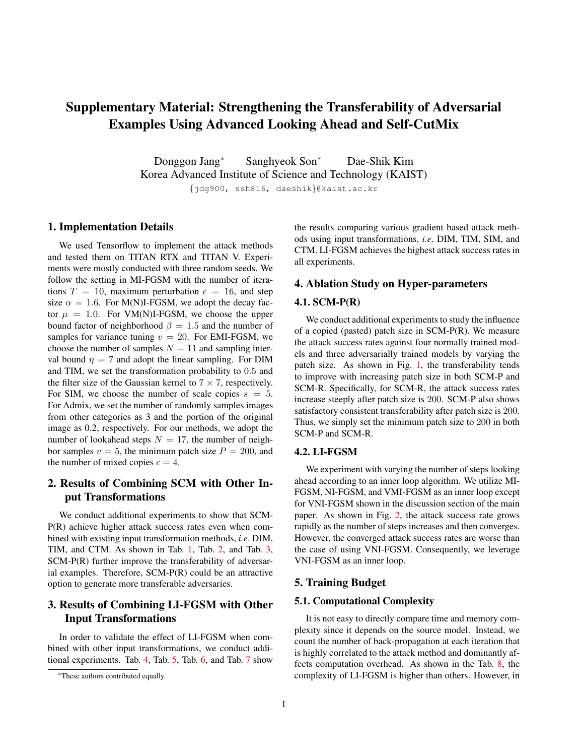# Supplementary Material: Strengthening the Transferability of Adversarial Examples Using Advanced Looking Ahead and Self-CutMix

Donggon Jang* Sanghyeok Son* Dae-Shik Kim

Korea Advanced Institute of Science and Technology (KAIST)

{jdg900, ssh816, daeshik}@kaist.ac.kr

## 1. Implementation Details

We used Tensorflow to implement the attack methods and tested them on TITAN RTX and TITAN V. Experiments were mostly conducted with three random seeds. We follow the setting in MI-FGSM with the number of iterations $T = 10$, maximum perturbation $\epsilon = 16$, and step size $\alpha = 1.6$. For M(N)I-FGSM, we adopt the decay factor $\mu = 1.0$. For VM(N)I-FGSM, we choose the upper bound factor of neighborhood $\beta = 1.5$ and the number of samples for variance tuning $v = 20$. For EMI-FGSM, we choose the number of samples $N = 11$ and sampling interval bound $\eta = 7$ and adopt the linear sampling. For DIM and TIM, we set the transformation probability to 0.5 and the filter size of the Gaussian kernel to $7 \times 7$, respectively. For SIM, we choose the number of scale copies $s = 5$. For Admix, we set the number of randomly samples images from other categories as 3 and the portion of the original image as 0.2, respectively. For our methods, we adopt the number of lookahead steps $N = 17$, the number of neighbor samples $v = 5$, the minimum patch size $P = 200$, and the number of mixed copies $c = 4$.

## 2. Results of Combining SCM with Other Input Transformations

We conduct additional experiments to show that SCM-P(R) achieve higher attack success rates even when combined with existing input transformation methods, *i.e*. DIM, TIM, and CTM. As shown in Tab. 1, Tab. 2, and Tab. 3, SCM-P(R) further improve the transferability of adversarial examples. Therefore, SCM-P(R) could be an attractive option to generate more transferable adversaries.

## 3. Results of Combining LI-FGSM with Other Input Transformations

In order to validate the effect of LI-FGSM when combined with other input transformations, we conduct additional experiments. Tab. 4, Tab. 5, Tab. 6, and Tab. 7 show the results comparing various gradient based attack methods using input transformations, *i.e*. DIM, TIM, SIM, and CTM. LI-FGSM achieves the highest attack success rates in all experiments.

## 4. Ablation Study on Hyper-parameters

### 4.1. SCM-P(R)

We conduct additional experiments to study the influence of a copied (pasted) patch size in SCM-P(R). We measure the attack success rates against four normally trained models and three adversarially trained models by varying the patch size. As shown in Fig. 1, the transferability tends to improve with increasing patch size in both SCM-P and SCM-R. Specifically, for SCM-R, the attack success rates increase steeply after patch size is 200. SCM-P also shows satisfactory consistent transferability after patch size is 200. Thus, we simply set the minimum patch size to 200 in both SCM-P and SCM-R.

### 4.2. LI-FGSM

We experiment with varying the number of steps looking ahead according to an inner loop algorithm. We utilize MI-FGSM, NI-FGSM, and VMI-FGSM as an inner loop except for VNI-FGSM shown in the discussion section of the main paper. As shown in Fig. 2, the attack success rate grows rapidly as the number of steps increases and then converges. However, the converged attack success rates are worse than the case of using VNI-FGSM. Consequently, we leverage VNI-FGSM as an inner loop.

## 5. Training Budget

### 5.1. Computational Complexity

It is not easy to directly compare time and memory complexity since it depends on the source model. Instead, we count the number of back-propagation at each iteration that is highly correlated to the attack method and dominantly affects computation overhead. As shown in the Tab. 8, the complexity of LI-FGSM is higher than others. However, in

*These authors contributed equally.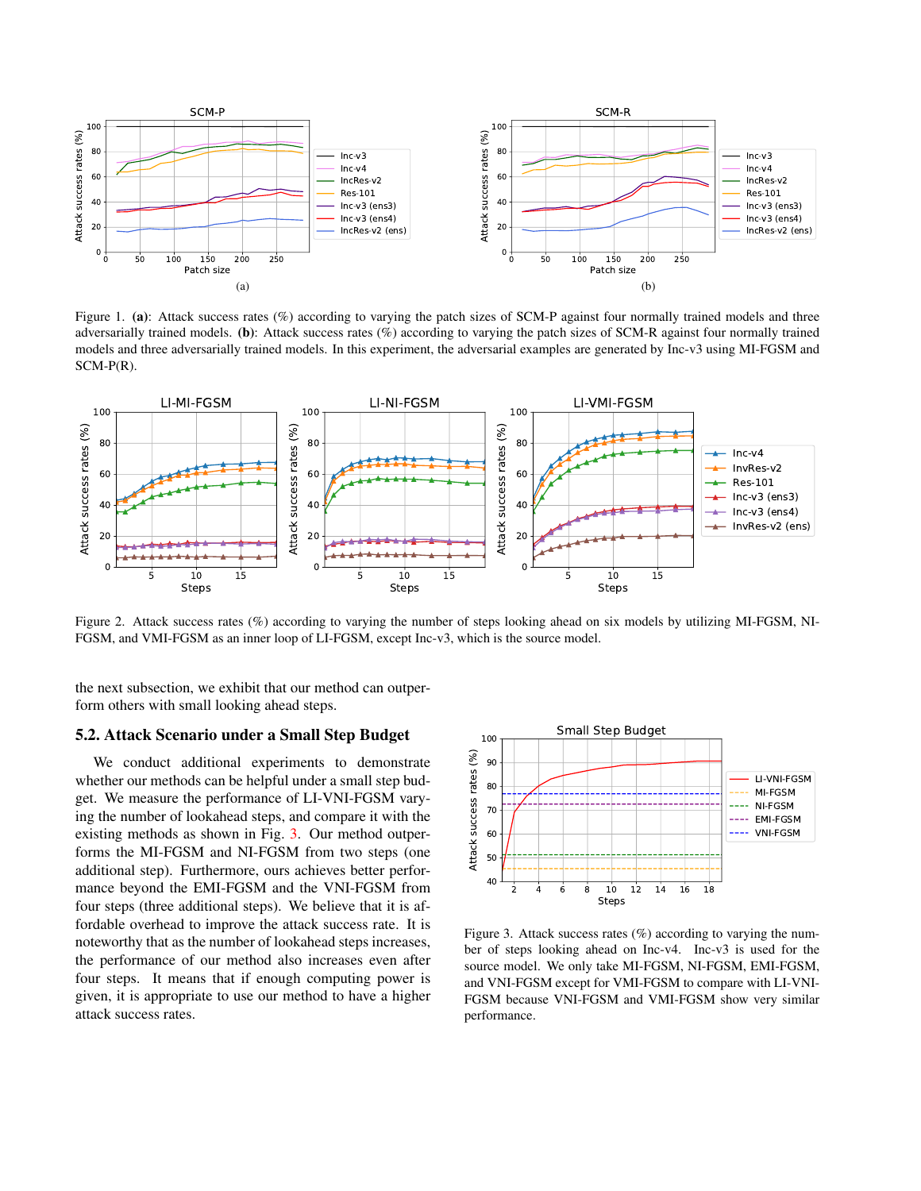Figure 1. **(a)**: Attack success rates (%) according to varying the patch sizes of SCM-P against four normally trained models and three adversarially trained models. **(b)**: Attack success rates (%) according to varying the patch sizes of SCM-R against four normally trained models and three adversarially trained models. In this experiment, the adversarial examples are generated by Inc-v3 using MI-FGSM and SCM-P(R).

Figure 2. Attack success rates (%) according to varying the number of steps looking ahead on six models by utilizing MI-FGSM, NI-FGSM, and VMI-FGSM as an inner loop of LI-FGSM, except Inc-v3, which is the source model.

the next subsection, we exhibit that our method can outperform others with small looking ahead steps.

## 5.2. Attack Scenario under a Small Step Budget

We conduct additional experiments to demonstrate whether our methods can be helpful under a small step budget. We measure the performance of LI-VNI-FGSM varying the number of lookahead steps, and compare it with the existing methods as shown in Fig. 3. Our method outperforms the MI-FGSM and NI-FGSM from two steps (one additional step). Furthermore, ours achieves better performance beyond the EMI-FGSM and the VNI-FGSM from four steps (three additional steps). We believe that it is affordable overhead to improve the attack success rate. It is noteworthy that as the number of lookahead steps increases, the performance of our method also increases even after four steps. It means that if enough computing power is given, it is appropriate to use our method to have a higher attack success rates.

Figure 3. Attack success rates (%) according to varying the number of steps looking ahead on Inc-v4. Inc-v3 is used for the source model. We only take MI-FGSM, NI-FGSM, EMI-FGSM, and VNI-FGSM except for VMI-FGSM to compare with LI-VNI-FGSM because VNI-FGSM and VMI-FGSM show very similar performance.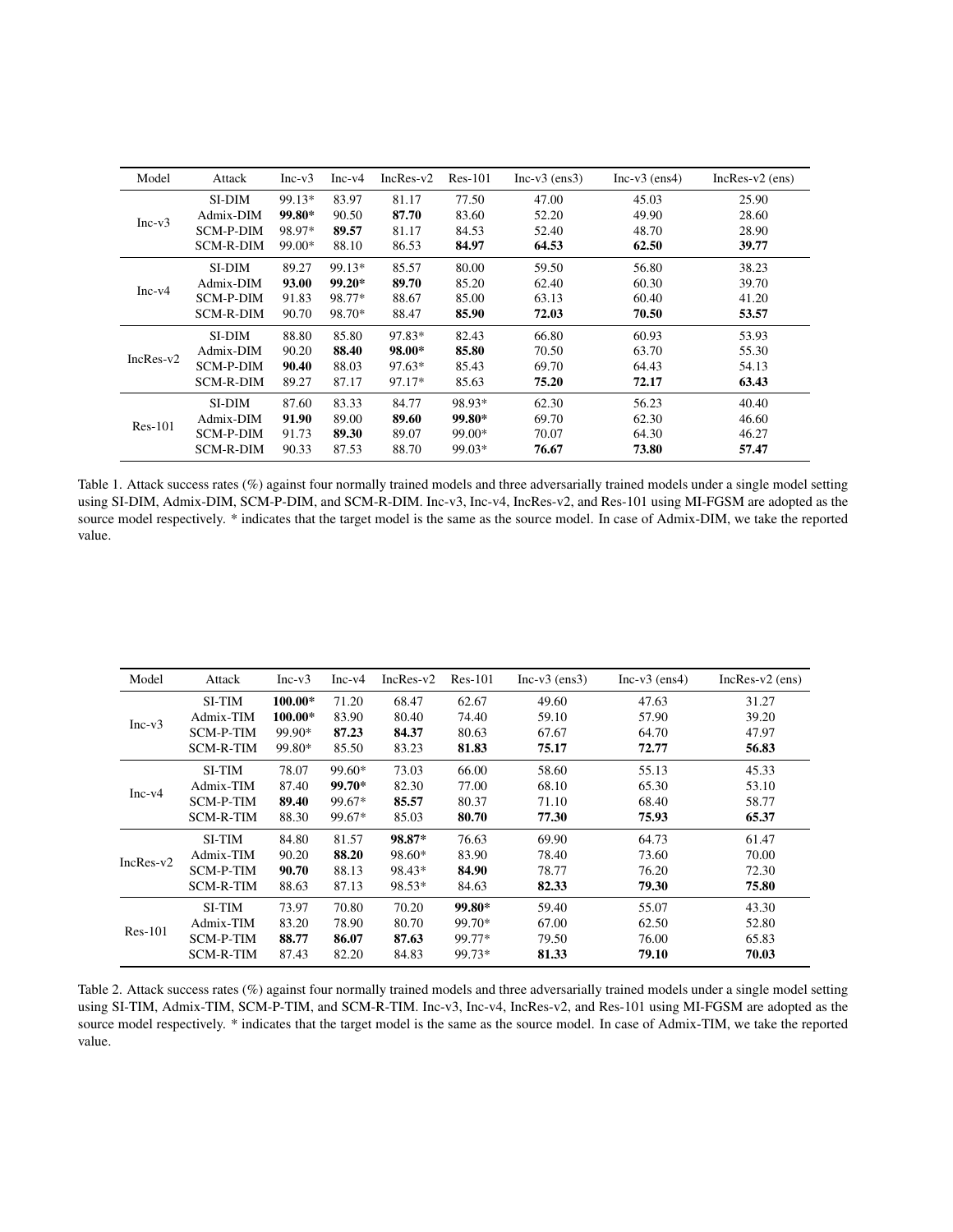| Model | Attack | Inc-v3 | Inc-v4 | IncRes-v2 | Res-101 | Inc-v3 (ens3) | Inc-v3 (ens4) | IncRes-v2 (ens) |
|---|---|---|---|---|---|---|---|---|
| Inc-v3 | SI-DIM | 99.13* | 83.97 | 81.17 | 77.50 | 47.00 | 45.03 | 25.90 |
| | Admix-DIM | **99.80*** | 90.50 | **87.70** | 83.60 | 52.20 | 49.90 | 28.60 |
| | SCM-P-DIM | 98.97* | **89.57** | 81.17 | 84.53 | 52.40 | 48.70 | 28.90 |
| | SCM-R-DIM | 99.00* | 88.10 | 86.53 | **84.97** | **64.53** | **62.50** | **39.77** |
| Inc-v4 | SI-DIM | 89.27 | 99.13* | 85.57 | 80.00 | 59.50 | 56.80 | 38.23 |
| | Admix-DIM | **93.00** | **99.20*** | **89.70** | 85.20 | 62.40 | 60.30 | 39.70 |
| | SCM-P-DIM | 91.83 | 98.77* | 88.67 | 85.00 | 63.13 | 60.40 | 41.20 |
| | SCM-R-DIM | 90.70 | 98.70* | 88.47 | **85.90** | **72.03** | **70.50** | **53.57** |
| IncRes-v2 | SI-DIM | 88.80 | 85.80 | 97.83* | 82.43 | 66.80 | 60.93 | 53.93 |
| | Admix-DIM | 90.20 | **88.40** | **98.00*** | **85.80** | 70.50 | 63.70 | 55.30 |
| | SCM-P-DIM | **90.40** | 88.03 | 97.63* | 85.43 | 69.70 | 64.43 | 54.13 |
| | SCM-R-DIM | 89.27 | 87.17 | 97.17* | 85.63 | **75.20** | **72.17** | **63.43** |
| Res-101 | SI-DIM | 87.60 | 83.33 | 84.77 | 98.93* | 62.30 | 56.23 | 40.40 |
| | Admix-DIM | **91.90** | 89.00 | **89.60** | **99.80*** | 69.70 | 62.30 | 46.60 |
| | SCM-P-DIM | 91.73 | **89.30** | 89.07 | 99.00* | 70.07 | 64.30 | 46.27 |
| | SCM-R-DIM | 90.33 | 87.53 | 88.70 | 99.03* | **76.67** | **73.80** | **57.47** |

Table 1. Attack success rates (%) against four normally trained models and three adversarially trained models under a single model setting using SI-DIM, Admix-DIM, SCM-P-DIM, and SCM-R-DIM. Inc-v3, Inc-v4, IncRes-v2, and Res-101 using MI-FGSM are adopted as the source model respectively. * indicates that the target model is the same as the source model. In case of Admix-DIM, we take the reported value.

| Model | Attack | Inc-v3 | Inc-v4 | IncRes-v2 | Res-101 | Inc-v3 (ens3) | Inc-v3 (ens4) | IncRes-v2 (ens) |
|---|---|---|---|---|---|---|---|---|
| Inc-v3 | SI-TIM | **100.00*** | 71.20 | 68.47 | 62.67 | 49.60 | 47.63 | 31.27 |
| | Admix-TIM | **100.00*** | 83.90 | 80.40 | 74.40 | 59.10 | 57.90 | 39.20 |
| | SCM-P-TIM | 99.90* | **87.23** | **84.37** | 80.63 | 67.67 | 64.70 | 47.97 |
| | SCM-R-TIM | 99.80* | 85.50 | 83.23 | **81.83** | **75.17** | **72.77** | **56.83** |
| Inc-v4 | SI-TIM | 78.07 | 99.60* | 73.03 | 66.00 | 58.60 | 55.13 | 45.33 |
| | Admix-TIM | 87.40 | **99.70*** | 82.30 | 77.00 | 68.10 | 65.30 | 53.10 |
| | SCM-P-TIM | **89.40** | 99.67* | **85.57** | 80.37 | 71.10 | 68.40 | 58.77 |
| | SCM-R-TIM | 88.30 | 99.67* | 85.03 | **80.70** | **77.30** | **75.93** | **65.37** |
| IncRes-v2 | SI-TIM | 84.80 | 81.57 | **98.87*** | 76.63 | 69.90 | 64.73 | 61.47 |
| | Admix-TIM | 90.20 | **88.20** | 98.60* | 83.90 | 78.40 | 73.60 | 70.00 |
| | SCM-P-TIM | **90.70** | 88.13 | 98.43* | **84.90** | 78.77 | 76.20 | 72.30 |
| | SCM-R-TIM | 88.63 | 87.13 | 98.53* | 84.63 | **82.33** | **79.30** | **75.80** |
| Res-101 | SI-TIM | 73.97 | 70.80 | 70.20 | **99.80*** | 59.40 | 55.07 | 43.30 |
| | Admix-TIM | 83.20 | 78.90 | 80.70 | 99.70* | 67.00 | 62.50 | 52.80 |
| | SCM-P-TIM | **88.77** | **86.07** | **87.63** | 99.77* | 79.50 | 76.00 | 65.83 |
| | SCM-R-TIM | 87.43 | 82.20 | 84.83 | 99.73* | **81.33** | **79.10** | **70.03** |

Table 2. Attack success rates (%) against four normally trained models and three adversarially trained models under a single model setting using SI-TIM, Admix-TIM, SCM-P-TIM, and SCM-R-TIM. Inc-v3, Inc-v4, IncRes-v2, and Res-101 using MI-FGSM are adopted as the source model respectively. * indicates that the target model is the same as the source model. In case of Admix-TIM, we take the reported value.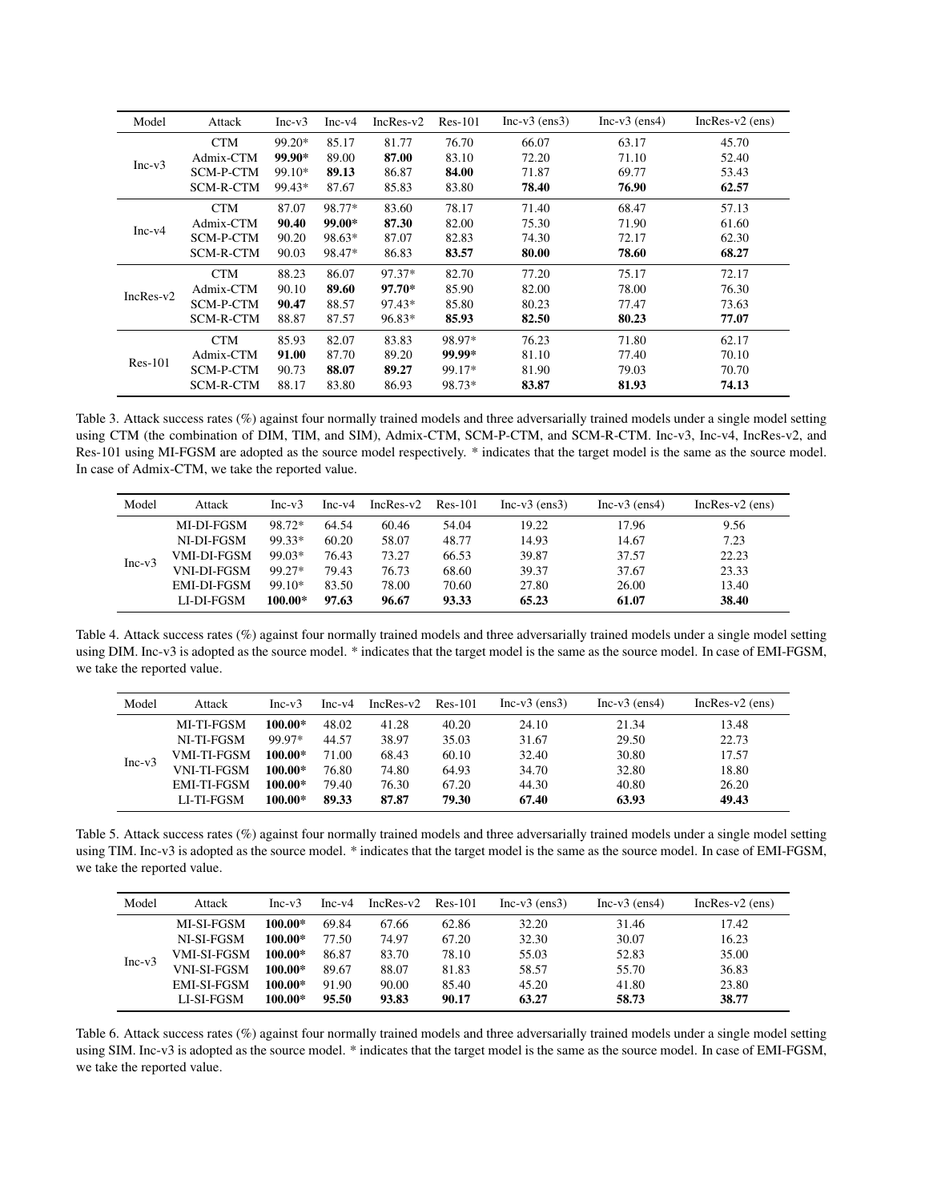| Model | Attack | Inc-v3 | Inc-v4 | IncRes-v2 | Res-101 | Inc-v3 (ens3) | Inc-v3 (ens4) | IncRes-v2 (ens) |
|---|---|---|---|---|---|---|---|---|
| Inc-v3 | CTM | 99.20* | 85.17 | 81.77 | 76.70 | 66.07 | 63.17 | 45.70 |
| | Admix-CTM | **99.90*** | 89.00 | **87.00** | 83.10 | 72.20 | 71.10 | 52.40 |
| | SCM-P-CTM | 99.10* | **89.13** | 86.87 | **84.00** | 71.87 | 69.77 | 53.43 |
| | SCM-R-CTM | 99.43* | 87.67 | 85.83 | 83.80 | **78.40** | **76.90** | **62.57** |
| Inc-v4 | CTM | 87.07 | 98.77* | 83.60 | 78.17 | 71.40 | 68.47 | 57.13 |
| | Admix-CTM | **90.40** | **99.00*** | **87.30** | 82.00 | 75.30 | 71.90 | 61.60 |
| | SCM-P-CTM | 90.20 | 98.63* | 87.07 | 82.83 | 74.30 | 72.17 | 62.30 |
| | SCM-R-CTM | 90.03 | 98.47* | 86.83 | **83.57** | **80.00** | **78.60** | **68.27** |
| IncRes-v2 | CTM | 88.23 | 86.07 | 97.37* | 82.70 | 77.20 | 75.17 | 72.17 |
| | Admix-CTM | 90.10 | **89.60** | **97.70*** | 85.90 | 82.00 | 78.00 | 76.30 |
| | SCM-P-CTM | **90.47** | 88.57 | 97.43* | 85.80 | 80.23 | 77.47 | 73.63 |
| | SCM-R-CTM | 88.87 | 87.57 | 96.83* | **85.93** | **82.50** | **80.23** | **77.07** |
| Res-101 | CTM | 85.93 | 82.07 | 83.83 | 98.97* | 76.23 | 71.80 | 62.17 |
| | Admix-CTM | **91.00** | 87.70 | 89.20 | **99.99*** | 81.10 | 77.40 | 70.10 |
| | SCM-P-CTM | 90.73 | **88.07** | **89.27** | 99.17* | 81.90 | 79.03 | 70.70 |
| | SCM-R-CTM | 88.17 | 83.80 | 86.93 | 98.73* | **83.87** | **81.93** | **74.13** |

Table 3. Attack success rates (%) against four normally trained models and three adversarially trained models under a single model setting using CTM (the combination of DIM, TIM, and SIM), Admix-CTM, SCM-P-CTM, and SCM-R-CTM. Inc-v3, Inc-v4, IncRes-v2, and Res-101 using MI-FGSM are adopted as the source model respectively. * indicates that the target model is the same as the source model. In case of Admix-CTM, we take the reported value.

| Model | Attack | Inc-v3 | Inc-v4 | IncRes-v2 | Res-101 | Inc-v3 (ens3) | Inc-v3 (ens4) | IncRes-v2 (ens) |
|---|---|---|---|---|---|---|---|---|
| Inc-v3 | MI-DI-FGSM | 98.72* | 64.54 | 60.46 | 54.04 | 19.22 | 17.96 | 9.56 |
| | NI-DI-FGSM | 99.33* | 60.20 | 58.07 | 48.77 | 14.93 | 14.67 | 7.23 |
| | VMI-DI-FGSM | 99.03* | 76.43 | 73.27 | 66.53 | 39.87 | 37.57 | 22.23 |
| | VNI-DI-FGSM | 99.27* | 79.43 | 76.73 | 68.60 | 39.37 | 37.67 | 23.33 |
| | EMI-DI-FGSM | 99.10* | 83.50 | 78.00 | 70.60 | 27.80 | 26.00 | 13.40 |
| | LI-DI-FGSM | **100.00*** | **97.63** | **96.67** | **93.33** | **65.23** | **61.07** | **38.40** |

Table 4. Attack success rates (%) against four normally trained models and three adversarially trained models under a single model setting using DIM. Inc-v3 is adopted as the source model. * indicates that the target model is the same as the source model. In case of EMI-FGSM, we take the reported value.

| Model | Attack | Inc-v3 | Inc-v4 | IncRes-v2 | Res-101 | Inc-v3 (ens3) | Inc-v3 (ens4) | IncRes-v2 (ens) |
|---|---|---|---|---|---|---|---|---|
| Inc-v3 | MI-TI-FGSM | **100.00*** | 48.02 | 41.28 | 40.20 | 24.10 | 21.34 | 13.48 |
| | NI-TI-FGSM | 99.97* | 44.57 | 38.97 | 35.03 | 31.67 | 29.50 | 22.73 |
| | VMI-TI-FGSM | **100.00*** | 71.00 | 68.43 | 60.10 | 32.40 | 30.80 | 17.57 |
| | VNI-TI-FGSM | **100.00*** | 76.80 | 74.80 | 64.93 | 34.70 | 32.80 | 18.80 |
| | EMI-TI-FGSM | **100.00*** | 79.40 | 76.30 | 67.20 | 44.30 | 40.80 | 26.20 |
| | LI-TI-FGSM | **100.00*** | **89.33** | **87.87** | **79.30** | **67.40** | **63.93** | **49.43** |

Table 5. Attack success rates (%) against four normally trained models and three adversarially trained models under a single model setting using TIM. Inc-v3 is adopted as the source model. * indicates that the target model is the same as the source model. In case of EMI-FGSM, we take the reported value.

| Model | Attack | Inc-v3 | Inc-v4 | IncRes-v2 | Res-101 | Inc-v3 (ens3) | Inc-v3 (ens4) | IncRes-v2 (ens) |
|---|---|---|---|---|---|---|---|---|
| Inc-v3 | MI-SI-FGSM | **100.00*** | 69.84 | 67.66 | 62.86 | 32.20 | 31.46 | 17.42 |
| | NI-SI-FGSM | **100.00*** | 77.50 | 74.97 | 67.20 | 32.30 | 30.07 | 16.23 |
| | VMI-SI-FGSM | **100.00*** | 86.87 | 83.70 | 78.10 | 55.03 | 52.83 | 35.00 |
| | VNI-SI-FGSM | **100.00*** | 89.67 | 88.07 | 81.83 | 58.57 | 55.70 | 36.83 |
| | EMI-SI-FGSM | **100.00*** | 91.90 | 90.00 | 85.40 | 45.20 | 41.80 | 23.80 |
| | LI-SI-FGSM | **100.00*** | **95.50** | **93.83** | **90.17** | **63.27** | **58.73** | **38.77** |

Table 6. Attack success rates (%) against four normally trained models and three adversarially trained models under a single model setting using SIM. Inc-v3 is adopted as the source model. * indicates that the target model is the same as the source model. In case of EMI-FGSM, we take the reported value.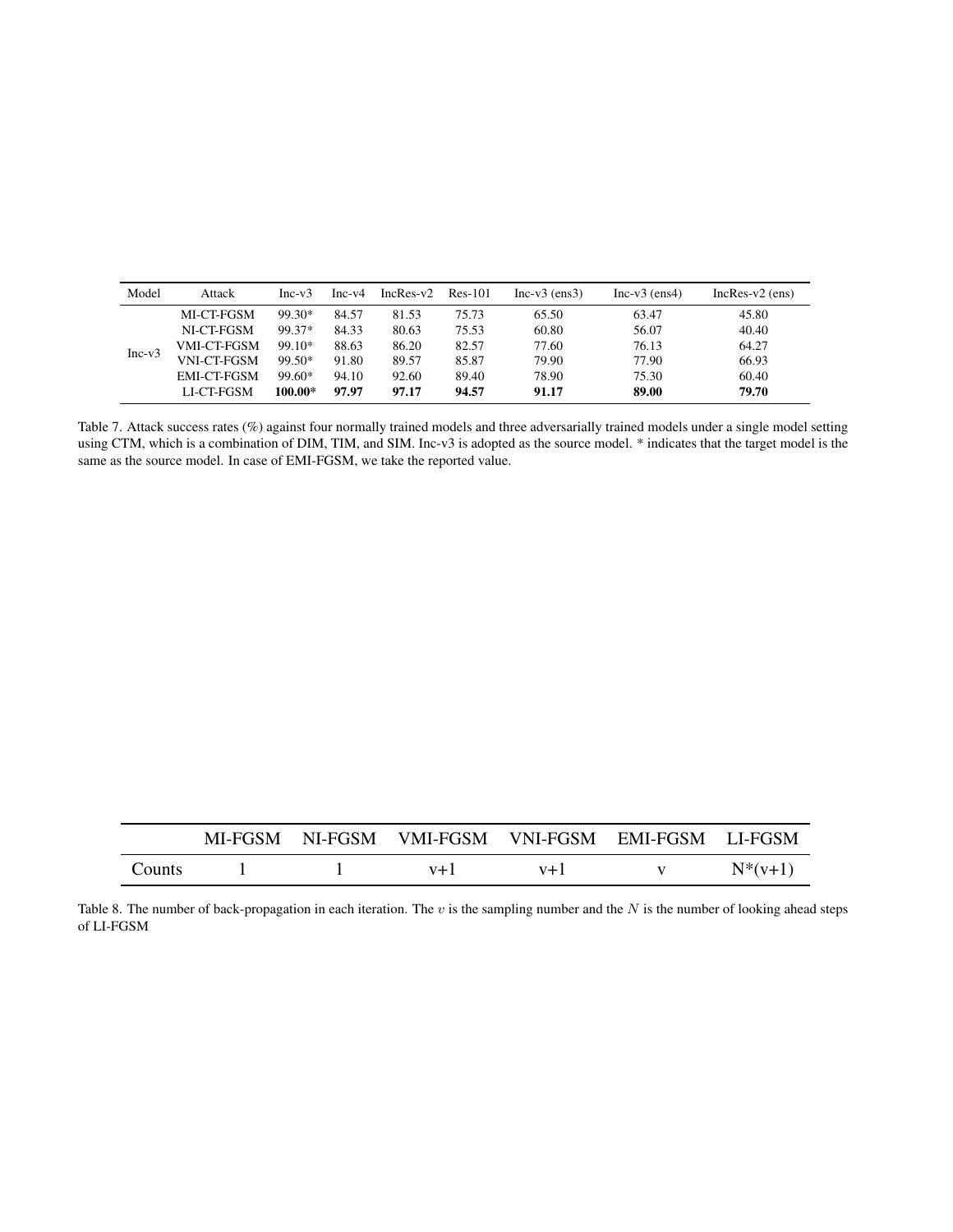| Model | Attack | Inc-v3 | Inc-v4 | IncRes-v2 | Res-101 | Inc-v3 (ens3) | Inc-v3 (ens4) | IncRes-v2 (ens) |
|---|---|---|---|---|---|---|---|---|
| Inc-v3 | MI-CT-FGSM | 99.30* | 84.57 | 81.53 | 75.73 | 65.50 | 63.47 | 45.80 |
| | NI-CT-FGSM | 99.37* | 84.33 | 80.63 | 75.53 | 60.80 | 56.07 | 40.40 |
| | VMI-CT-FGSM | 99.10* | 88.63 | 86.20 | 82.57 | 77.60 | 76.13 | 64.27 |
| | VNI-CT-FGSM | 99.50* | 91.80 | 89.57 | 85.87 | 79.90 | 77.90 | 66.93 |
| | EMI-CT-FGSM | 99.60* | 94.10 | 92.60 | 89.40 | 78.90 | 75.30 | 60.40 |
| | LI-CT-FGSM | **100.00*** | **97.97** | **97.17** | **94.57** | **91.17** | **89.00** | **79.70** |

Table 7. Attack success rates (%) against four normally trained models and three adversarially trained models under a single model setting using CTM, which is a combination of DIM, TIM, and SIM. Inc-v3 is adopted as the source model. * indicates that the target model is the same as the source model. In case of EMI-FGSM, we take the reported value.

| | MI-FGSM | NI-FGSM | VMI-FGSM | VNI-FGSM | EMI-FGSM | LI-FGSM |
|---|---|---|---|---|---|---|
| Counts | 1 | 1 | v+1 | v+1 | v | N*(v+1) |

Table 8. The number of back-propagation in each iteration. The $v$ is the sampling number and the $N$ is the number of looking ahead steps of LI-FGSM